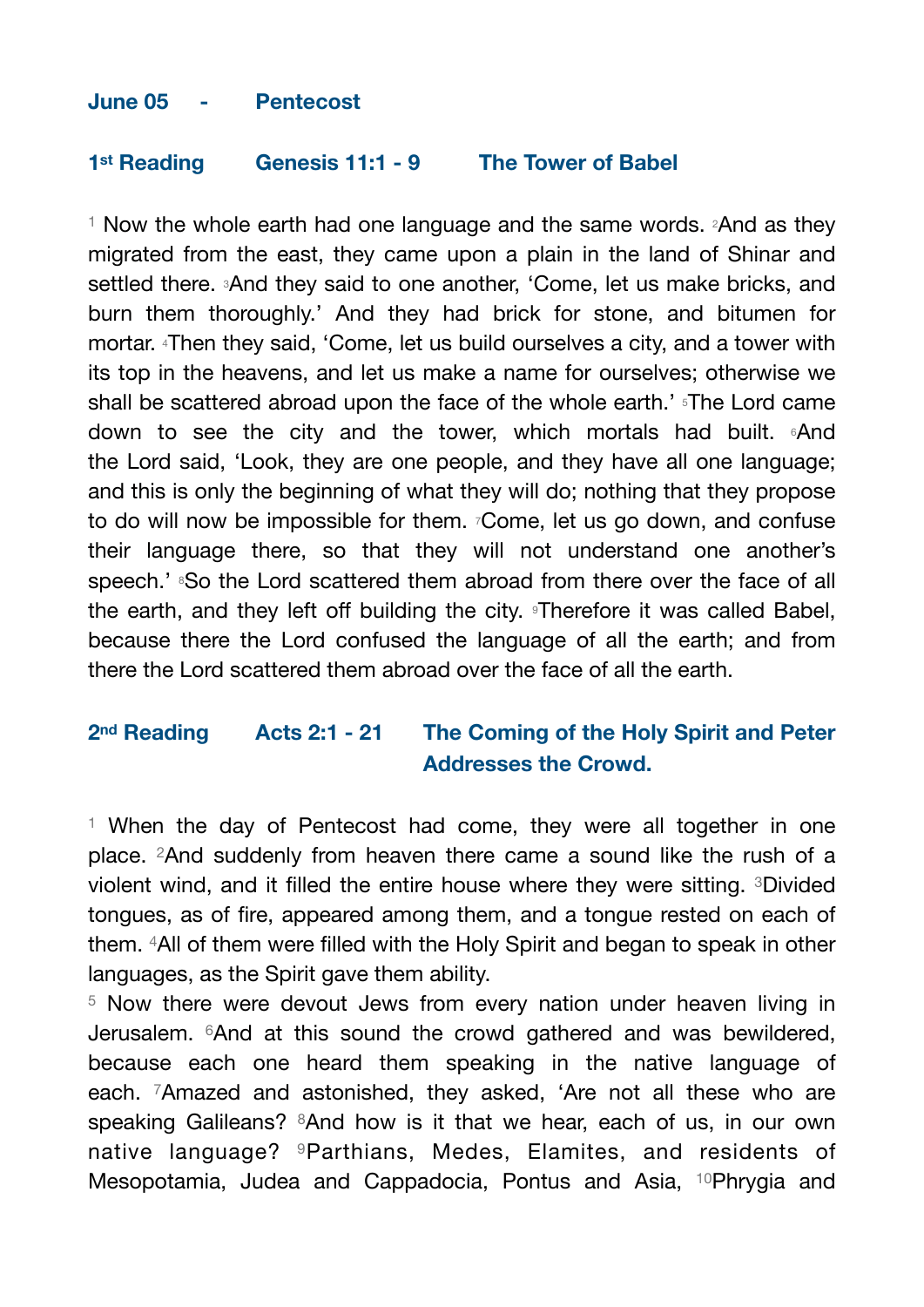## June 05 - Pentecost

### 1st Reading Genesis 11:1 - 9 The Tower of Babel

[1] Now the whole earth had one language and the same words. [2]And as they migrated from the east, they came upon a plain in the land of Shinar and settled there. [3]And they said to one another, 'Come, let us make bricks, and burn them thoroughly.' And they had brick for stone, and bitumen for mortar. [4]Then they said, 'Come, let us build ourselves a city, and a tower with its top in the heavens, and let us make a name for ourselves; otherwise we shall be scattered abroad upon the face of the whole earth.' [5]The Lord came down to see the city and the tower, which mortals had built. [6]And the Lord said, 'Look, they are one people, and they have all one language; and this is only the beginning of what they will do; nothing that they propose to do will now be impossible for them. [7]Come, let us go down, and confuse their language there, so that they will not understand one another's speech.' [8]So the Lord scattered them abroad from there over the face of all the earth, and they left off building the city. [9]Therefore it was called Babel, because there the Lord confused the language of all the earth; and from there the Lord scattered them abroad over the face of all the earth.

### 2nd Reading Acts 2:1 - 21 The Coming of the Holy Spirit and Peter Addresses the Crowd.

[1] When the day of Pentecost had come, they were all together in one place. [2]And suddenly from heaven there came a sound like the rush of a violent wind, and it filled the entire house where they were sitting. [3]Divided tongues, as of fire, appeared among them, and a tongue rested on each of them. [4]All of them were filled with the Holy Spirit and began to speak in other languages, as the Spirit gave them ability.

[5] Now there were devout Jews from every nation under heaven living in Jerusalem. [6]And at this sound the crowd gathered and was bewildered, because each one heard them speaking in the native language of each. [7]Amazed and astonished, they asked, 'Are not all these who are speaking Galileans? [8]And how is it that we hear, each of us, in our own native language? [9]Parthians, Medes, Elamites, and residents of Mesopotamia, Judea and Cappadocia, Pontus and Asia, [10]Phrygia and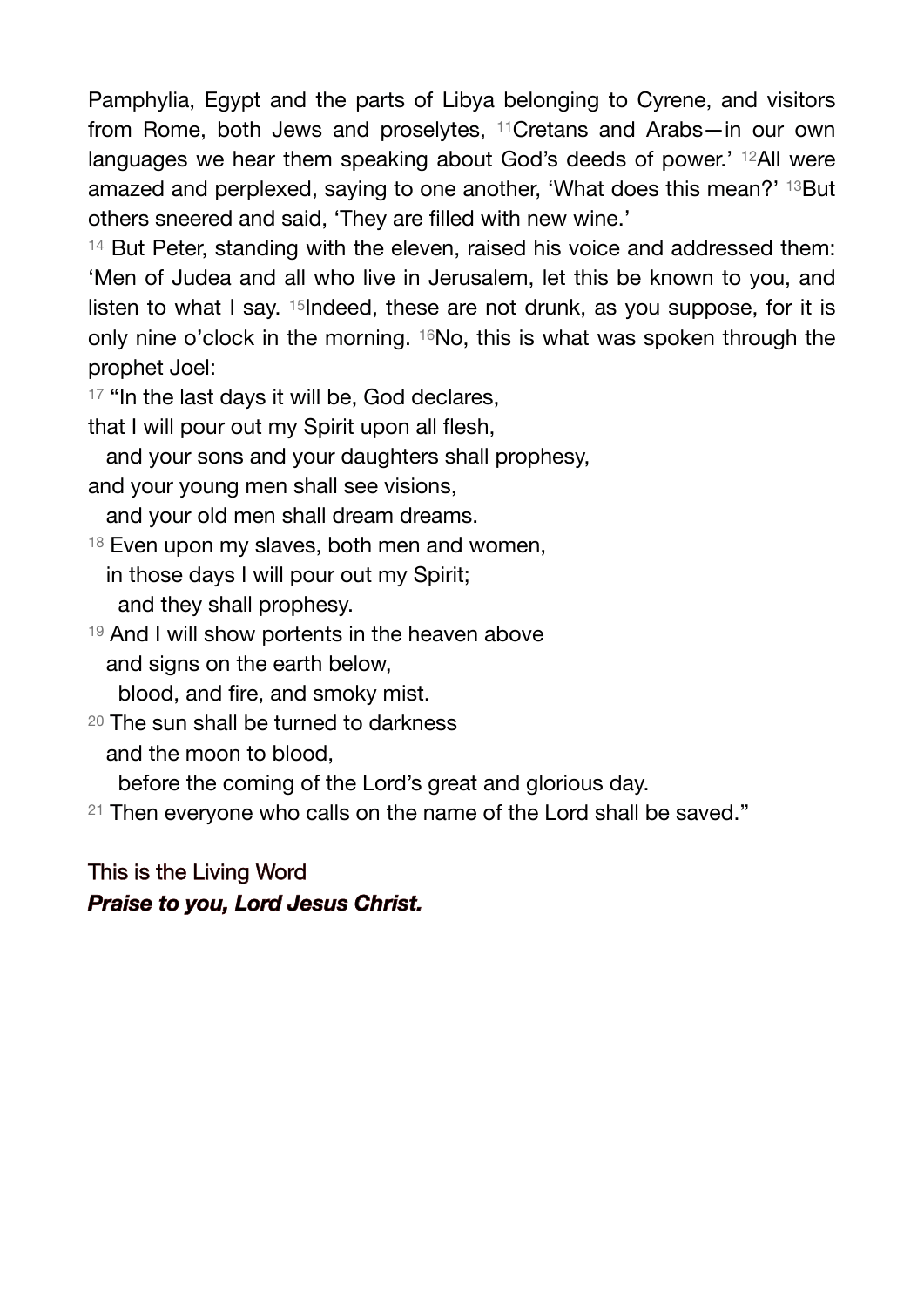Pamphylia, Egypt and the parts of Libya belonging to Cyrene, and visitors from Rome, both Jews and proselytes, [11]Cretans and Arabs—in our own languages we hear them speaking about God's deeds of power.' [12]All were amazed and perplexed, saying to one another, 'What does this mean?' [13]But others sneered and said, 'They are filled with new wine.'

[14] But Peter, standing with the eleven, raised his voice and addressed them: 'Men of Judea and all who live in Jerusalem, let this be known to you, and listen to what I say. [15]Indeed, these are not drunk, as you suppose, for it is only nine o'clock in the morning. [16]No, this is what was spoken through the prophet Joel:

[17] "In the last days it will be, God declares,
that I will pour out my Spirit upon all flesh,
  and your sons and your daughters shall prophesy,
and your young men shall see visions,
  and your old men shall dream dreams.
[18] Even upon my slaves, both men and women,
  in those days I will pour out my Spirit;
    and they shall prophesy.
[19] And I will show portents in the heaven above
  and signs on the earth below,
    blood, and fire, and smoky mist.
[20] The sun shall be turned to darkness
  and the moon to blood,
    before the coming of the Lord's great and glorious day.
[21] Then everyone who calls on the name of the Lord shall be saved."

This is the Living Word
***Praise to you, Lord Jesus Christ.***